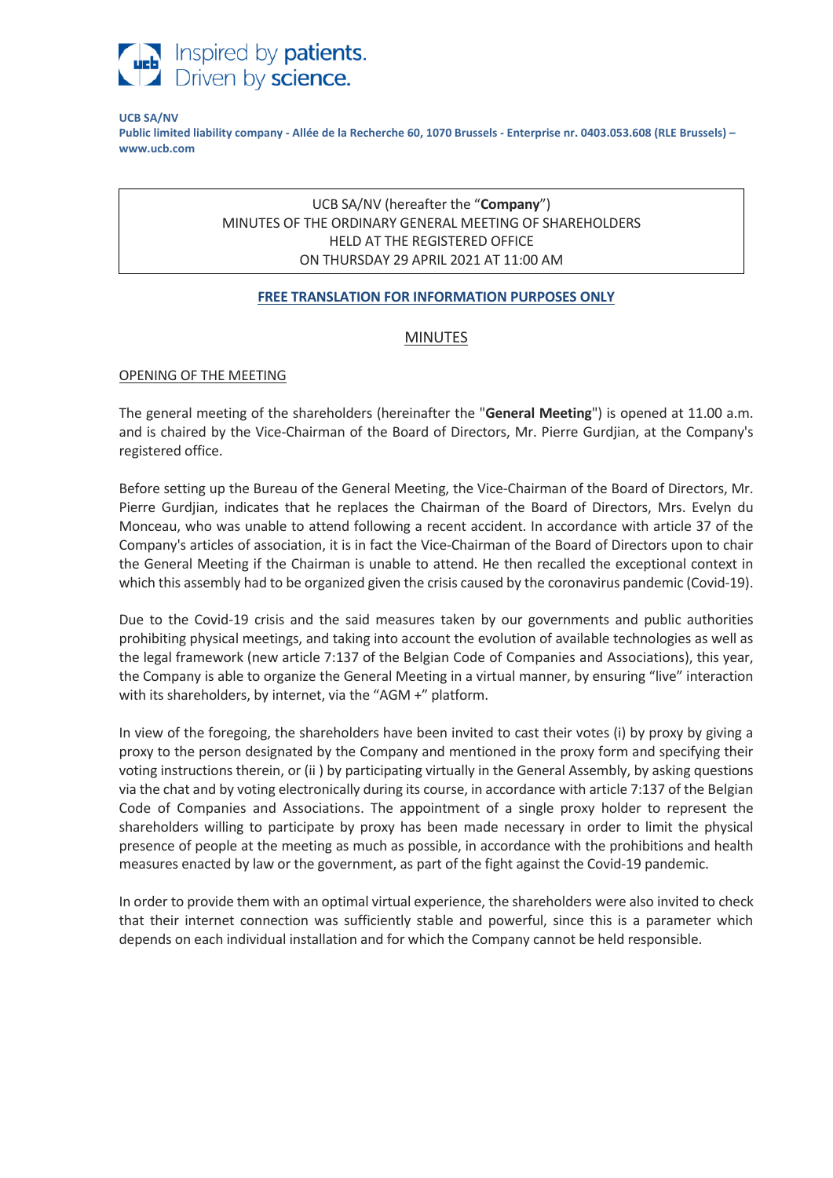Inspired by **patients.**
Driven by **science.**

**UCB SA/NV**
**Public limited liability company - Allée de la Recherche 60, 1070 Brussels - Enterprise nr. 0403.053.608 (RLE Brussels) – www.ucb.com**

UCB SA/NV (hereafter the "**Company**")
MINUTES OF THE ORDINARY GENERAL MEETING OF SHAREHOLDERS
HELD AT THE REGISTERED OFFICE
ON THURSDAY 29 APRIL 2021 AT 11:00 AM

**FREE TRANSLATION FOR INFORMATION PURPOSES ONLY**

# MINUTES

## OPENING OF THE MEETING

The general meeting of the shareholders (hereinafter the "**General Meeting**") is opened at 11.00 a.m. and is chaired by the Vice-Chairman of the Board of Directors, Mr. Pierre Gurdjian, at the Company's registered office.

Before setting up the Bureau of the General Meeting, the Vice-Chairman of the Board of Directors, Mr. Pierre Gurdjian, indicates that he replaces the Chairman of the Board of Directors, Mrs. Evelyn du Monceau, who was unable to attend following a recent accident. In accordance with article 37 of the Company's articles of association, it is in fact the Vice-Chairman of the Board of Directors upon to chair the General Meeting if the Chairman is unable to attend. He then recalled the exceptional context in which this assembly had to be organized given the crisis caused by the coronavirus pandemic (Covid-19).

Due to the Covid-19 crisis and the said measures taken by our governments and public authorities prohibiting physical meetings, and taking into account the evolution of available technologies as well as the legal framework (new article 7:137 of the Belgian Code of Companies and Associations), this year, the Company is able to organize the General Meeting in a virtual manner, by ensuring "live" interaction with its shareholders, by internet, via the "AGM +" platform.

In view of the foregoing, the shareholders have been invited to cast their votes (i) by proxy by giving a proxy to the person designated by the Company and mentioned in the proxy form and specifying their voting instructions therein, or (ii ) by participating virtually in the General Assembly, by asking questions via the chat and by voting electronically during its course, in accordance with article 7:137 of the Belgian Code of Companies and Associations. The appointment of a single proxy holder to represent the shareholders willing to participate by proxy has been made necessary in order to limit the physical presence of people at the meeting as much as possible, in accordance with the prohibitions and health measures enacted by law or the government, as part of the fight against the Covid-19 pandemic.

In order to provide them with an optimal virtual experience, the shareholders were also invited to check that their internet connection was sufficiently stable and powerful, since this is a parameter which depends on each individual installation and for which the Company cannot be held responsible.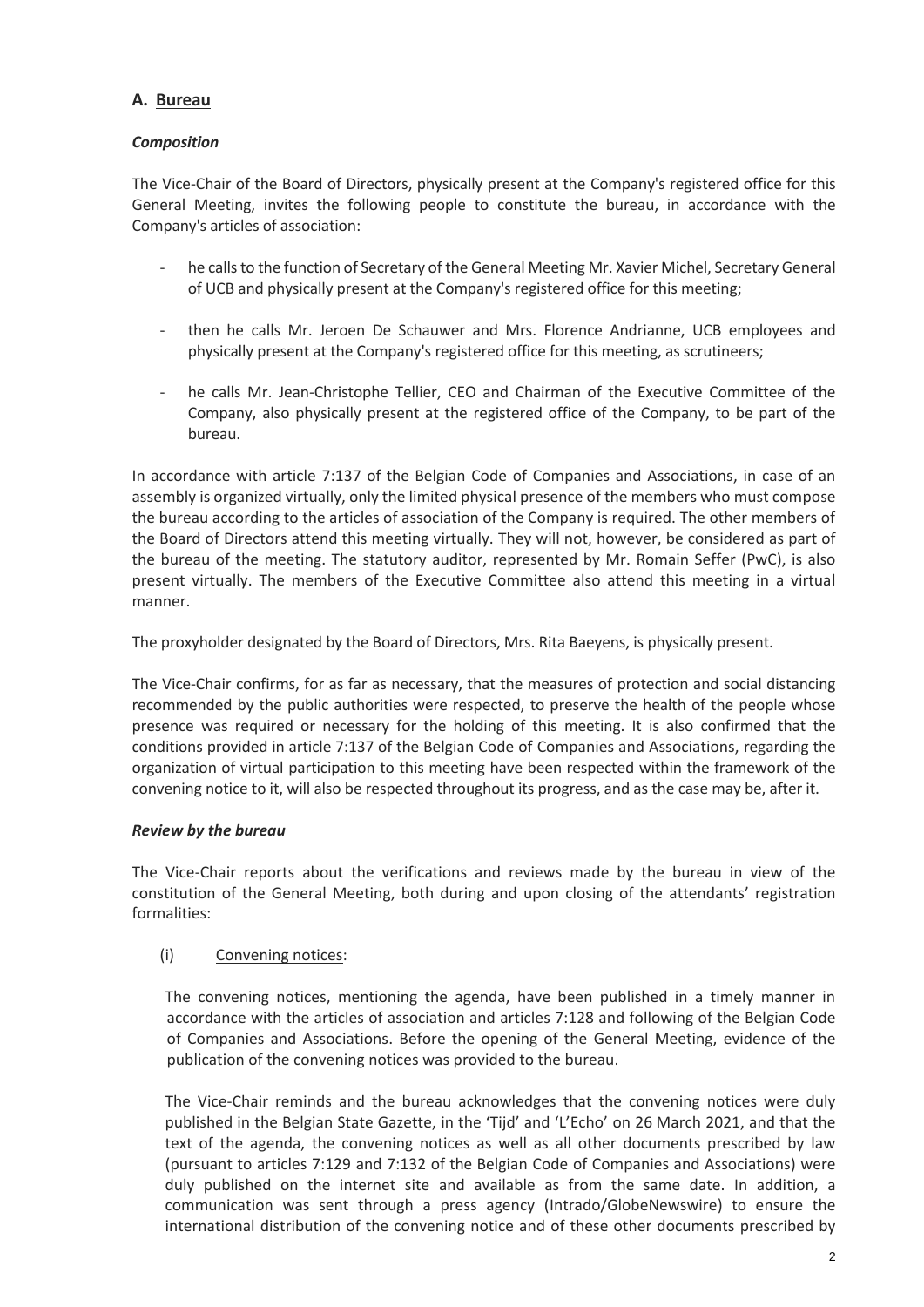## A. Bureau

### *Composition*

The Vice-Chair of the Board of Directors, physically present at the Company's registered office for this General Meeting, invites the following people to constitute the bureau, in accordance with the Company's articles of association:

- he calls to the function of Secretary of the General Meeting Mr. Xavier Michel, Secretary General of UCB and physically present at the Company's registered office for this meeting;
- then he calls Mr. Jeroen De Schauwer and Mrs. Florence Andrianne, UCB employees and physically present at the Company's registered office for this meeting, as scrutineers;
- he calls Mr. Jean-Christophe Tellier, CEO and Chairman of the Executive Committee of the Company, also physically present at the registered office of the Company, to be part of the bureau.

In accordance with article 7:137 of the Belgian Code of Companies and Associations, in case of an assembly is organized virtually, only the limited physical presence of the members who must compose the bureau according to the articles of association of the Company is required. The other members of the Board of Directors attend this meeting virtually. They will not, however, be considered as part of the bureau of the meeting. The statutory auditor, represented by Mr. Romain Seffer (PwC), is also present virtually. The members of the Executive Committee also attend this meeting in a virtual manner.

The proxyholder designated by the Board of Directors, Mrs. Rita Baeyens, is physically present.

The Vice-Chair confirms, for as far as necessary, that the measures of protection and social distancing recommended by the public authorities were respected, to preserve the health of the people whose presence was required or necessary for the holding of this meeting. It is also confirmed that the conditions provided in article 7:137 of the Belgian Code of Companies and Associations, regarding the organization of virtual participation to this meeting have been respected within the framework of the convening notice to it, will also be respected throughout its progress, and as the case may be, after it.

### *Review by the bureau*

The Vice-Chair reports about the verifications and reviews made by the bureau in view of the constitution of the General Meeting, both during and upon closing of the attendants' registration formalities:

(i) Convening notices:

The convening notices, mentioning the agenda, have been published in a timely manner in accordance with the articles of association and articles 7:128 and following of the Belgian Code of Companies and Associations. Before the opening of the General Meeting, evidence of the publication of the convening notices was provided to the bureau.

The Vice-Chair reminds and the bureau acknowledges that the convening notices were duly published in the Belgian State Gazette, in the 'Tijd' and 'L'Echo' on 26 March 2021, and that the text of the agenda, the convening notices as well as all other documents prescribed by law (pursuant to articles 7:129 and 7:132 of the Belgian Code of Companies and Associations) were duly published on the internet site and available as from the same date. In addition, a communication was sent through a press agency (Intrado/GlobeNewswire) to ensure the international distribution of the convening notice and of these other documents prescribed by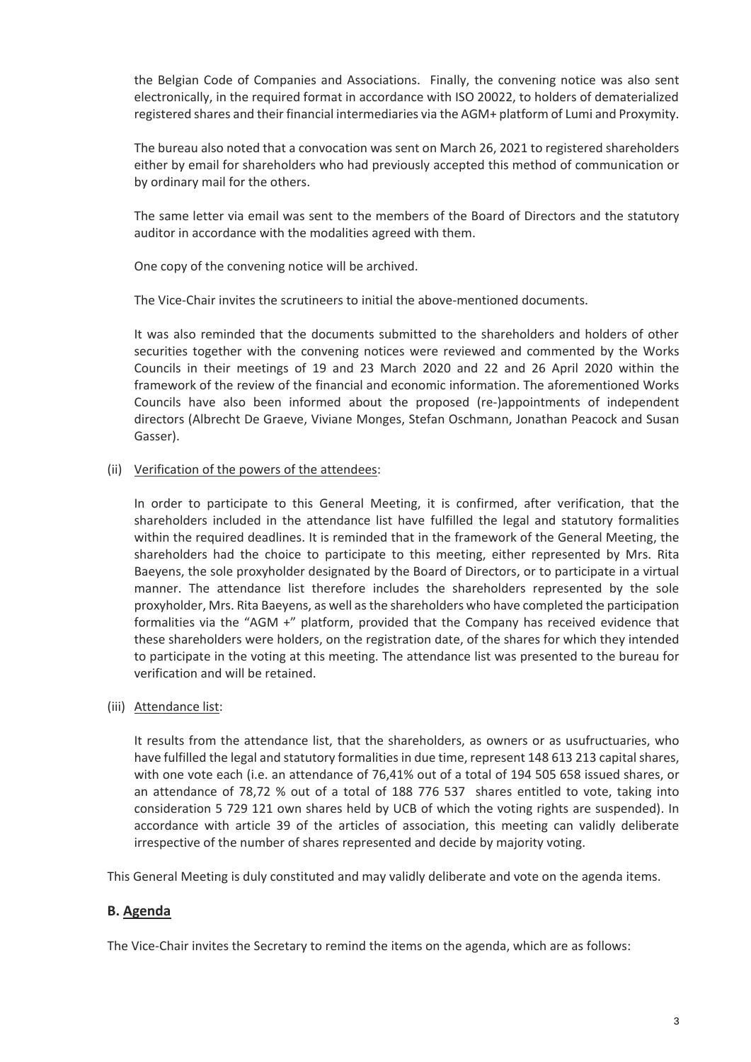the Belgian Code of Companies and Associations. Finally, the convening notice was also sent electronically, in the required format in accordance with ISO 20022, to holders of dematerialized registered shares and their financial intermediaries via the AGM+ platform of Lumi and Proxymity.

The bureau also noted that a convocation was sent on March 26, 2021 to registered shareholders either by email for shareholders who had previously accepted this method of communication or by ordinary mail for the others.

The same letter via email was sent to the members of the Board of Directors and the statutory auditor in accordance with the modalities agreed with them.

One copy of the convening notice will be archived.

The Vice-Chair invites the scrutineers to initial the above-mentioned documents.

It was also reminded that the documents submitted to the shareholders and holders of other securities together with the convening notices were reviewed and commented by the Works Councils in their meetings of 19 and 23 March 2020 and 22 and 26 April 2020 within the framework of the review of the financial and economic information. The aforementioned Works Councils have also been informed about the proposed (re-)appointments of independent directors (Albrecht De Graeve, Viviane Monges, Stefan Oschmann, Jonathan Peacock and Susan Gasser).

(ii) Verification of the powers of the attendees:

In order to participate to this General Meeting, it is confirmed, after verification, that the shareholders included in the attendance list have fulfilled the legal and statutory formalities within the required deadlines. It is reminded that in the framework of the General Meeting, the shareholders had the choice to participate to this meeting, either represented by Mrs. Rita Baeyens, the sole proxyholder designated by the Board of Directors, or to participate in a virtual manner. The attendance list therefore includes the shareholders represented by the sole proxyholder, Mrs. Rita Baeyens, as well as the shareholders who have completed the participation formalities via the "AGM +" platform, provided that the Company has received evidence that these shareholders were holders, on the registration date, of the shares for which they intended to participate in the voting at this meeting. The attendance list was presented to the bureau for verification and will be retained.

(iii) Attendance list:

It results from the attendance list, that the shareholders, as owners or as usufructuaries, who have fulfilled the legal and statutory formalities in due time, represent 148 613 213 capital shares, with one vote each (i.e. an attendance of 76,41% out of a total of 194 505 658 issued shares, or an attendance of 78,72 % out of a total of 188 776 537 shares entitled to vote, taking into consideration 5 729 121 own shares held by UCB of which the voting rights are suspended). In accordance with article 39 of the articles of association, this meeting can validly deliberate irrespective of the number of shares represented and decide by majority voting.

This General Meeting is duly constituted and may validly deliberate and vote on the agenda items.

## B. Agenda

The Vice-Chair invites the Secretary to remind the items on the agenda, which are as follows: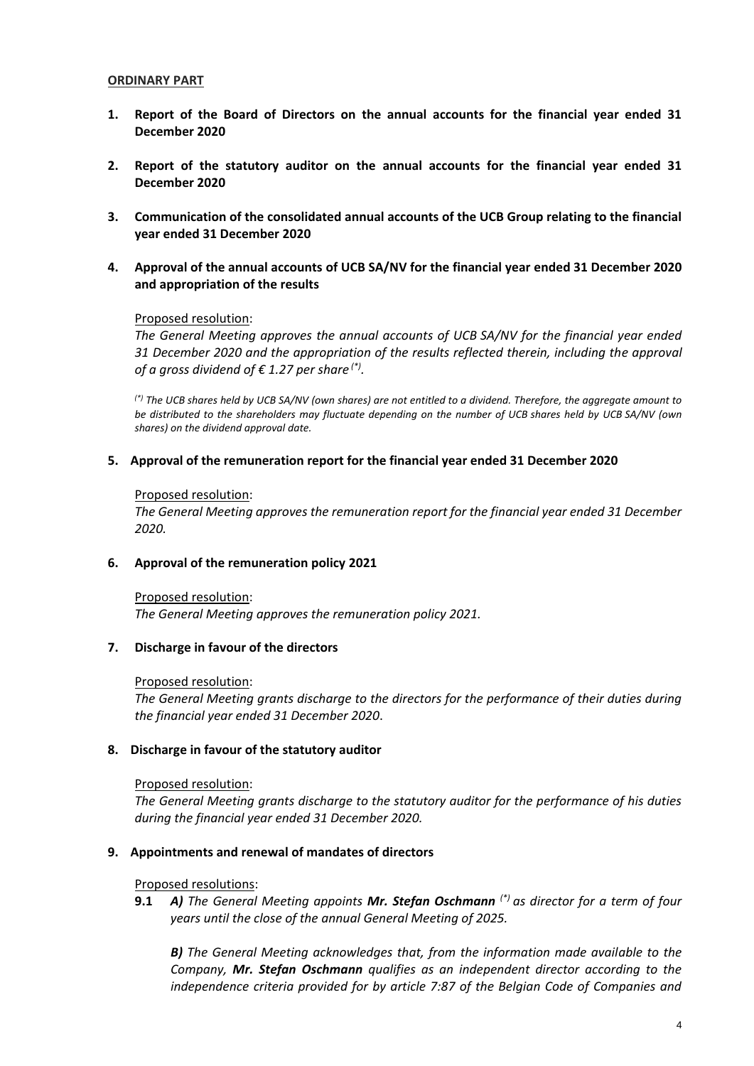**ORDINARY PART**

1. **Report of the Board of Directors on the annual accounts for the financial year ended 31 December 2020**

2. **Report of the statutory auditor on the annual accounts for the financial year ended 31 December 2020**

3. **Communication of the consolidated annual accounts of the UCB Group relating to the financial year ended 31 December 2020**

4. **Approval of the annual accounts of UCB SA/NV for the financial year ended 31 December 2020 and appropriation of the results**

Proposed resolution:

*The General Meeting approves the annual accounts of UCB SA/NV for the financial year ended 31 December 2020 and the appropriation of the results reflected therein, including the approval of a gross dividend of € 1.27 per share (\*).*

*(\*) The UCB shares held by UCB SA/NV (own shares) are not entitled to a dividend. Therefore, the aggregate amount to be distributed to the shareholders may fluctuate depending on the number of UCB shares held by UCB SA/NV (own shares) on the dividend approval date.*

5. **Approval of the remuneration report for the financial year ended 31 December 2020**

Proposed resolution:

*The General Meeting approves the remuneration report for the financial year ended 31 December 2020.*

6. **Approval of the remuneration policy 2021**

Proposed resolution:

*The General Meeting approves the remuneration policy 2021.*

7. **Discharge in favour of the directors**

Proposed resolution:

*The General Meeting grants discharge to the directors for the performance of their duties during the financial year ended 31 December 2020.*

8. **Discharge in favour of the statutory auditor**

Proposed resolution:

*The General Meeting grants discharge to the statutory auditor for the performance of his duties during the financial year ended 31 December 2020.*

9. **Appointments and renewal of mandates of directors**

Proposed resolutions:

**9.1** ***A)*** *The General Meeting appoints* ***Mr. Stefan Oschmann*** *(\*) as director for a term of four years until the close of the annual General Meeting of 2025.*

***B)*** *The General Meeting acknowledges that, from the information made available to the Company,* ***Mr. Stefan Oschmann*** *qualifies as an independent director according to the independence criteria provided for by article 7:87 of the Belgian Code of Companies and*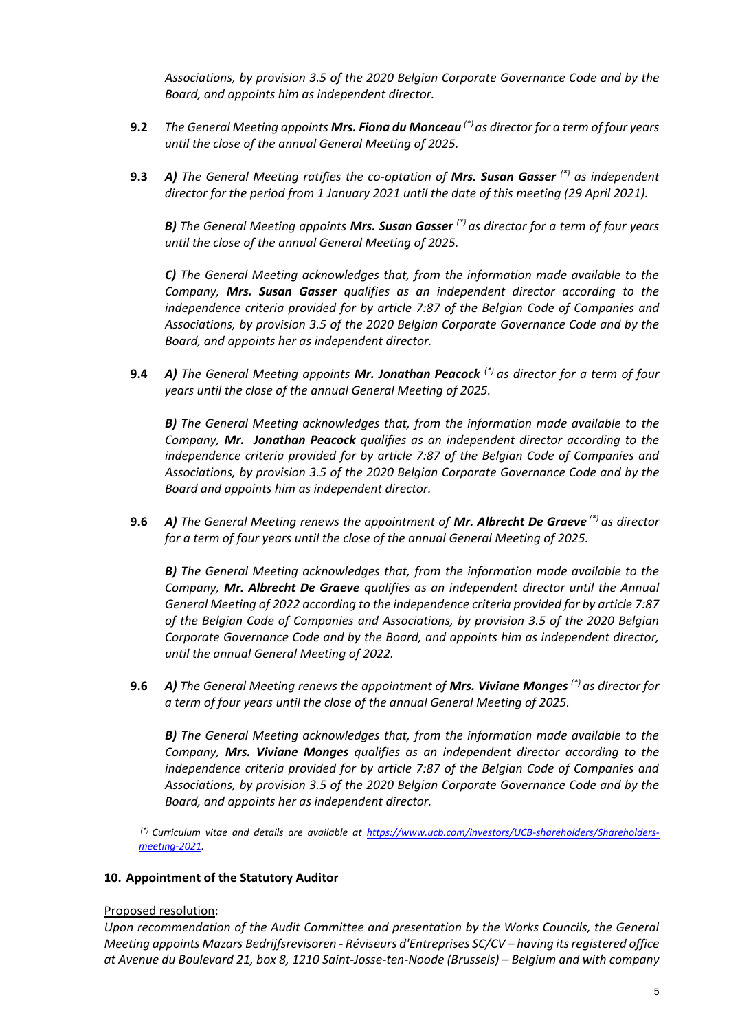*Associations, by provision 3.5 of the 2020 Belgian Corporate Governance Code and by the Board, and appoints him as independent director.*

**9.2** *The General Meeting appoints* ***Mrs. Fiona du Monceau*** *(\*) as director for a term of four years until the close of the annual General Meeting of 2025.*

**9.3** ***A)*** *The General Meeting ratifies the co-optation of* ***Mrs. Susan Gasser*** *(\*) as independent director for the period from 1 January 2021 until the date of this meeting (29 April 2021).*

***B)*** *The General Meeting appoints* ***Mrs. Susan Gasser*** *(\*) as director for a term of four years until the close of the annual General Meeting of 2025.*

***C)*** *The General Meeting acknowledges that, from the information made available to the Company,* ***Mrs. Susan Gasser*** *qualifies as an independent director according to the independence criteria provided for by article 7:87 of the Belgian Code of Companies and Associations, by provision 3.5 of the 2020 Belgian Corporate Governance Code and by the Board, and appoints her as independent director.*

**9.4** ***A)*** *The General Meeting appoints* ***Mr. Jonathan Peacock*** *(\*) as director for a term of four years until the close of the annual General Meeting of 2025.*

***B)*** *The General Meeting acknowledges that, from the information made available to the Company,* ***Mr. Jonathan Peacock*** *qualifies as an independent director according to the independence criteria provided for by article 7:87 of the Belgian Code of Companies and Associations, by provision 3.5 of the 2020 Belgian Corporate Governance Code and by the Board and appoints him as independent director.*

**9.6** ***A)*** *The General Meeting renews the appointment of* ***Mr. Albrecht De Graeve*** *(\*) as director for a term of four years until the close of the annual General Meeting of 2025.*

***B)*** *The General Meeting acknowledges that, from the information made available to the Company,* ***Mr. Albrecht De Graeve*** *qualifies as an independent director until the Annual General Meeting of 2022 according to the independence criteria provided for by article 7:87 of the Belgian Code of Companies and Associations, by provision 3.5 of the 2020 Belgian Corporate Governance Code and by the Board, and appoints him as independent director, until the annual General Meeting of 2022.*

**9.6** ***A)*** *The General Meeting renews the appointment of* ***Mrs. Viviane Monges*** *(\*) as director for a term of four years until the close of the annual General Meeting of 2025.*

***B)*** *The General Meeting acknowledges that, from the information made available to the Company,* ***Mrs. Viviane Monges*** *qualifies as an independent director according to the independence criteria provided for by article 7:87 of the Belgian Code of Companies and Associations, by provision 3.5 of the 2020 Belgian Corporate Governance Code and by the Board, and appoints her as independent director.*

*(\*) Curriculum vitae and details are available at [https://www.ucb.com/investors/UCB-shareholders/Shareholders-meeting-2021](https://www.ucb.com/investors/UCB-shareholders/Shareholders-meeting-2021).*

**10. Appointment of the Statutory Auditor**

Proposed resolution:

*Upon recommendation of the Audit Committee and presentation by the Works Councils, the General Meeting appoints Mazars Bedrijfsrevisoren - Réviseurs d'Entreprises SC/CV – having its registered office at Avenue du Boulevard 21, box 8, 1210 Saint-Josse-ten-Noode (Brussels) – Belgium and with company*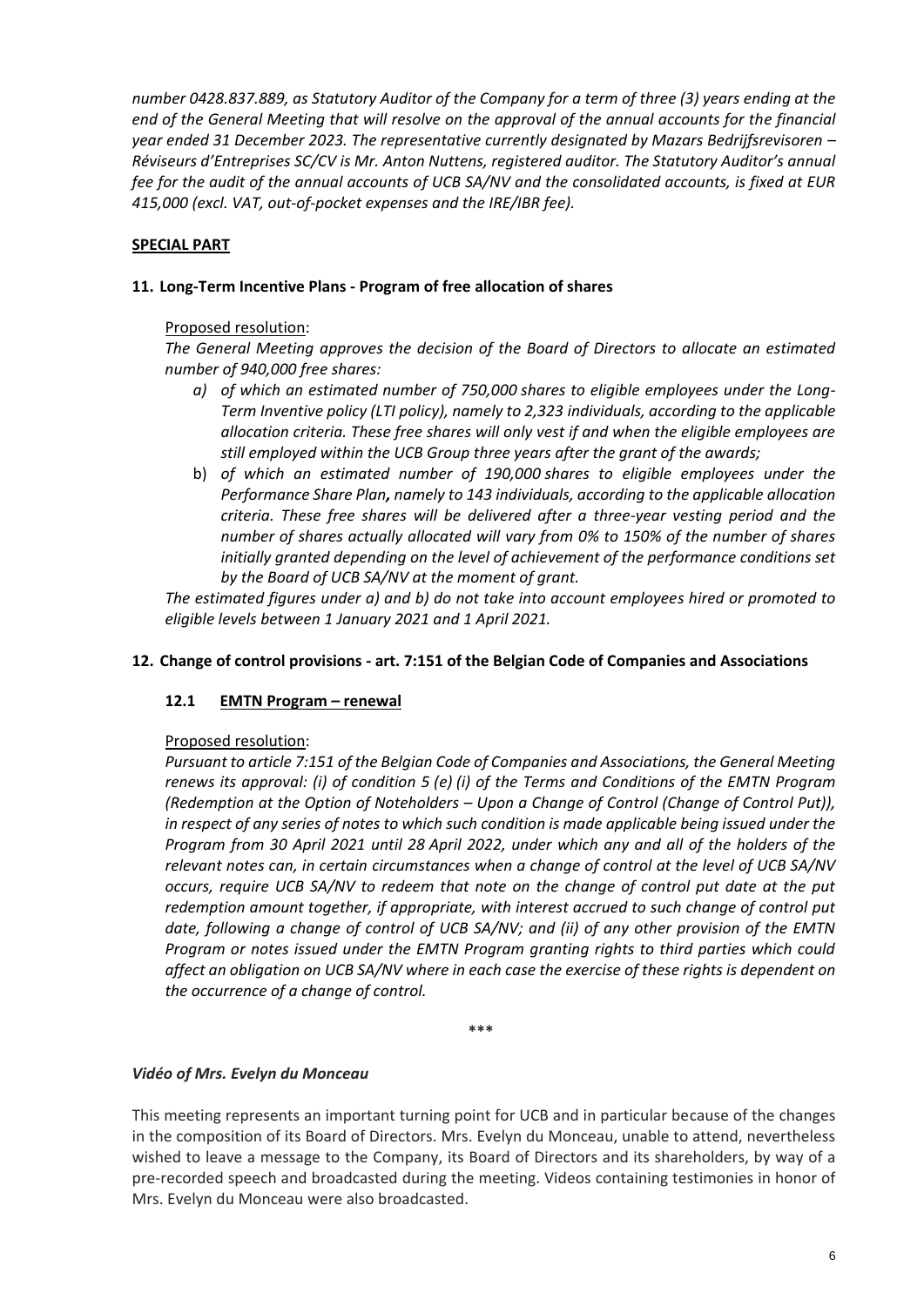*number 0428.837.889, as Statutory Auditor of the Company for a term of three (3) years ending at the end of the General Meeting that will resolve on the approval of the annual accounts for the financial year ended 31 December 2023. The representative currently designated by Mazars Bedrijfsrevisoren – Réviseurs d'Entreprises SC/CV is Mr. Anton Nuttens, registered auditor. The Statutory Auditor's annual fee for the audit of the annual accounts of UCB SA/NV and the consolidated accounts, is fixed at EUR 415,000 (excl. VAT, out-of-pocket expenses and the IRE/IBR fee).*

**SPECIAL PART**

### 11. Long-Term Incentive Plans - Program of free allocation of shares

Proposed resolution:

*The General Meeting approves the decision of the Board of Directors to allocate an estimated number of 940,000 free shares:*

- *a) of which an estimated number of 750,000 shares to eligible employees under the Long-Term Inventive policy (LTI policy), namely to 2,323 individuals, according to the applicable allocation criteria. These free shares will only vest if and when the eligible employees are still employed within the UCB Group three years after the grant of the awards;*
- b) *of which an estimated number of 190,000 shares to eligible employees under the Performance Share Plan***,** *namely to 143 individuals, according to the applicable allocation criteria. These free shares will be delivered after a three-year vesting period and the number of shares actually allocated will vary from 0% to 150% of the number of shares initially granted depending on the level of achievement of the performance conditions set by the Board of UCB SA/NV at the moment of grant.*

*The estimated figures under a) and b) do not take into account employees hired or promoted to eligible levels between 1 January 2021 and 1 April 2021.*

### 12. Change of control provisions - art. 7:151 of the Belgian Code of Companies and Associations

#### 12.1 EMTN Program – renewal

Proposed resolution:

*Pursuant to article 7:151 of the Belgian Code of Companies and Associations, the General Meeting renews its approval: (i) of condition 5 (e) (i) of the Terms and Conditions of the EMTN Program (Redemption at the Option of Noteholders – Upon a Change of Control (Change of Control Put)), in respect of any series of notes to which such condition is made applicable being issued under the Program from 30 April 2021 until 28 April 2022, under which any and all of the holders of the relevant notes can, in certain circumstances when a change of control at the level of UCB SA/NV occurs, require UCB SA/NV to redeem that note on the change of control put date at the put redemption amount together, if appropriate, with interest accrued to such change of control put date, following a change of control of UCB SA/NV; and (ii) of any other provision of the EMTN Program or notes issued under the EMTN Program granting rights to third parties which could affect an obligation on UCB SA/NV where in each case the exercise of these rights is dependent on the occurrence of a change of control.*

***

***Vidéo of Mrs. Evelyn du Monceau***

This meeting represents an important turning point for UCB and in particular because of the changes in the composition of its Board of Directors. Mrs. Evelyn du Monceau, unable to attend, nevertheless wished to leave a message to the Company, its Board of Directors and its shareholders, by way of a pre-recorded speech and broadcasted during the meeting. Videos containing testimonies in honor of Mrs. Evelyn du Monceau were also broadcasted.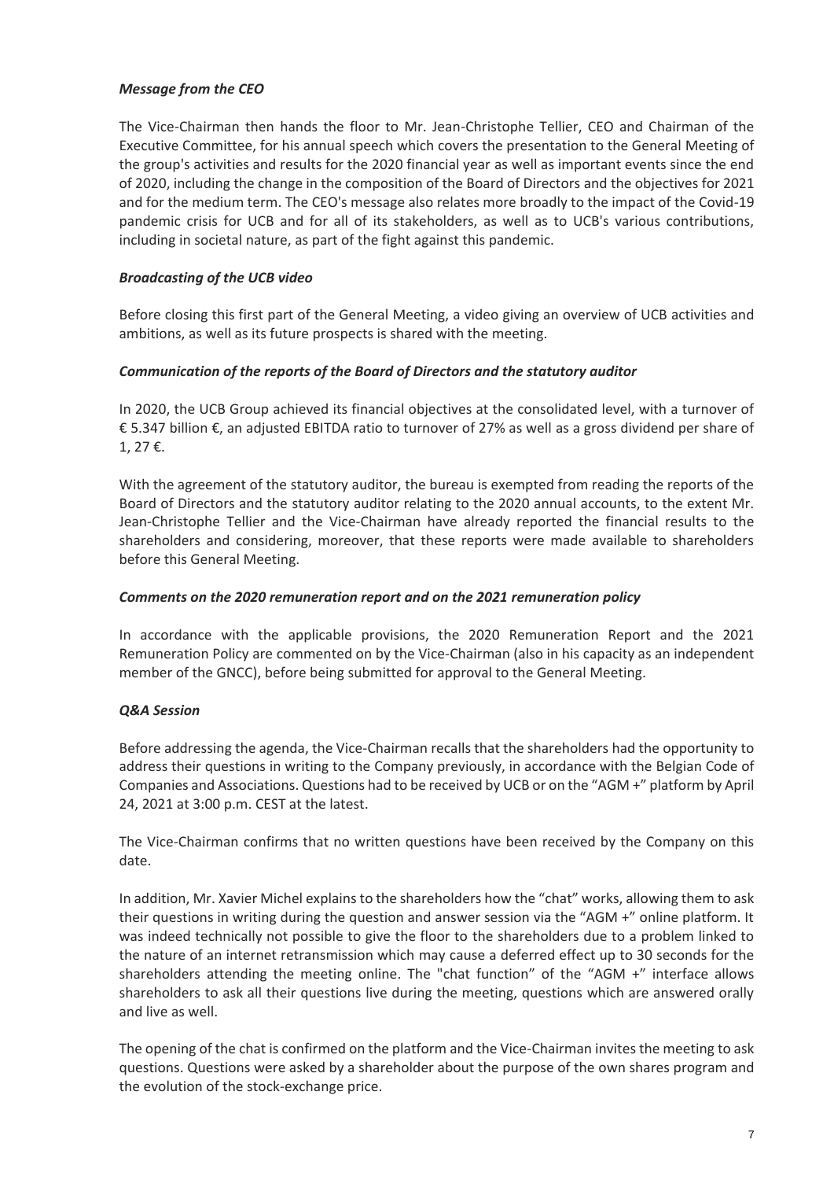***Message from the CEO***

The Vice-Chairman then hands the floor to Mr. Jean-Christophe Tellier, CEO and Chairman of the Executive Committee, for his annual speech which covers the presentation to the General Meeting of the group's activities and results for the 2020 financial year as well as important events since the end of 2020, including the change in the composition of the Board of Directors and the objectives for 2021 and for the medium term. The CEO's message also relates more broadly to the impact of the Covid-19 pandemic crisis for UCB and for all of its stakeholders, as well as to UCB's various contributions, including in societal nature, as part of the fight against this pandemic.

***Broadcasting of the UCB video***

Before closing this first part of the General Meeting, a video giving an overview of UCB activities and ambitions, as well as its future prospects is shared with the meeting.

***Communication of the reports of the Board of Directors and the statutory auditor***

In 2020, the UCB Group achieved its financial objectives at the consolidated level, with a turnover of € 5.347 billion €, an adjusted EBITDA ratio to turnover of 27% as well as a gross dividend per share of 1, 27 €.

With the agreement of the statutory auditor, the bureau is exempted from reading the reports of the Board of Directors and the statutory auditor relating to the 2020 annual accounts, to the extent Mr. Jean-Christophe Tellier and the Vice-Chairman have already reported the financial results to the shareholders and considering, moreover, that these reports were made available to shareholders before this General Meeting.

***Comments on the 2020 remuneration report and on the 2021 remuneration policy***

In accordance with the applicable provisions, the 2020 Remuneration Report and the 2021 Remuneration Policy are commented on by the Vice-Chairman (also in his capacity as an independent member of the GNCC), before being submitted for approval to the General Meeting.

***Q&A Session***

Before addressing the agenda, the Vice-Chairman recalls that the shareholders had the opportunity to address their questions in writing to the Company previously, in accordance with the Belgian Code of Companies and Associations. Questions had to be received by UCB or on the "AGM +" platform by April 24, 2021 at 3:00 p.m. CEST at the latest.

The Vice-Chairman confirms that no written questions have been received by the Company on this date.

In addition, Mr. Xavier Michel explains to the shareholders how the "chat" works, allowing them to ask their questions in writing during the question and answer session via the "AGM +" online platform. It was indeed technically not possible to give the floor to the shareholders due to a problem linked to the nature of an internet retransmission which may cause a deferred effect up to 30 seconds for the shareholders attending the meeting online. The "chat function" of the "AGM +" interface allows shareholders to ask all their questions live during the meeting, questions which are answered orally and live as well.

The opening of the chat is confirmed on the platform and the Vice-Chairman invites the meeting to ask questions. Questions were asked by a shareholder about the purpose of the own shares program and the evolution of the stock-exchange price.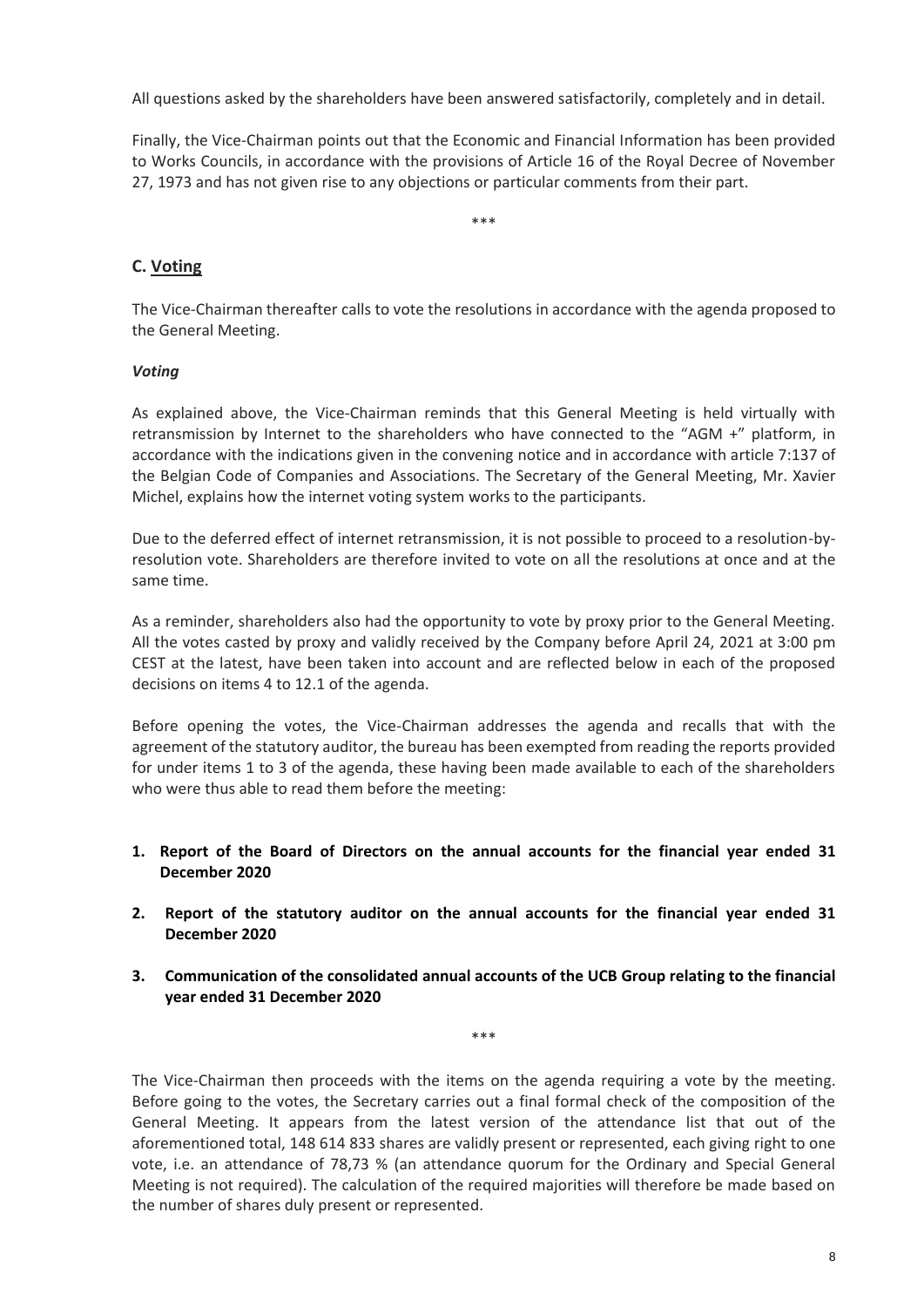All questions asked by the shareholders have been answered satisfactorily, completely and in detail.

Finally, the Vice-Chairman points out that the Economic and Financial Information has been provided to Works Councils, in accordance with the provisions of Article 16 of the Royal Decree of November 27, 1973 and has not given rise to any objections or particular comments from their part.

\*\*\*

## C. <u>Voting</u>

The Vice-Chairman thereafter calls to vote the resolutions in accordance with the agenda proposed to the General Meeting.

***Voting***

As explained above, the Vice-Chairman reminds that this General Meeting is held virtually with retransmission by Internet to the shareholders who have connected to the "AGM +" platform, in accordance with the indications given in the convening notice and in accordance with article 7:137 of the Belgian Code of Companies and Associations. The Secretary of the General Meeting, Mr. Xavier Michel, explains how the internet voting system works to the participants.

Due to the deferred effect of internet retransmission, it is not possible to proceed to a resolution-by-resolution vote. Shareholders are therefore invited to vote on all the resolutions at once and at the same time.

As a reminder, shareholders also had the opportunity to vote by proxy prior to the General Meeting. All the votes casted by proxy and validly received by the Company before April 24, 2021 at 3:00 pm CEST at the latest, have been taken into account and are reflected below in each of the proposed decisions on items 4 to 12.1 of the agenda.

Before opening the votes, the Vice-Chairman addresses the agenda and recalls that with the agreement of the statutory auditor, the bureau has been exempted from reading the reports provided for under items 1 to 3 of the agenda, these having been made available to each of the shareholders who were thus able to read them before the meeting:

1. **Report of the Board of Directors on the annual accounts for the financial year ended 31 December 2020**

2. **Report of the statutory auditor on the annual accounts for the financial year ended 31 December 2020**

3. **Communication of the consolidated annual accounts of the UCB Group relating to the financial year ended 31 December 2020**

\*\*\*

The Vice-Chairman then proceeds with the items on the agenda requiring a vote by the meeting. Before going to the votes, the Secretary carries out a final formal check of the composition of the General Meeting. It appears from the latest version of the attendance list that out of the aforementioned total, 148 614 833 shares are validly present or represented, each giving right to one vote, i.e. an attendance of 78,73 % (an attendance quorum for the Ordinary and Special General Meeting is not required). The calculation of the required majorities will therefore be made based on the number of shares duly present or represented.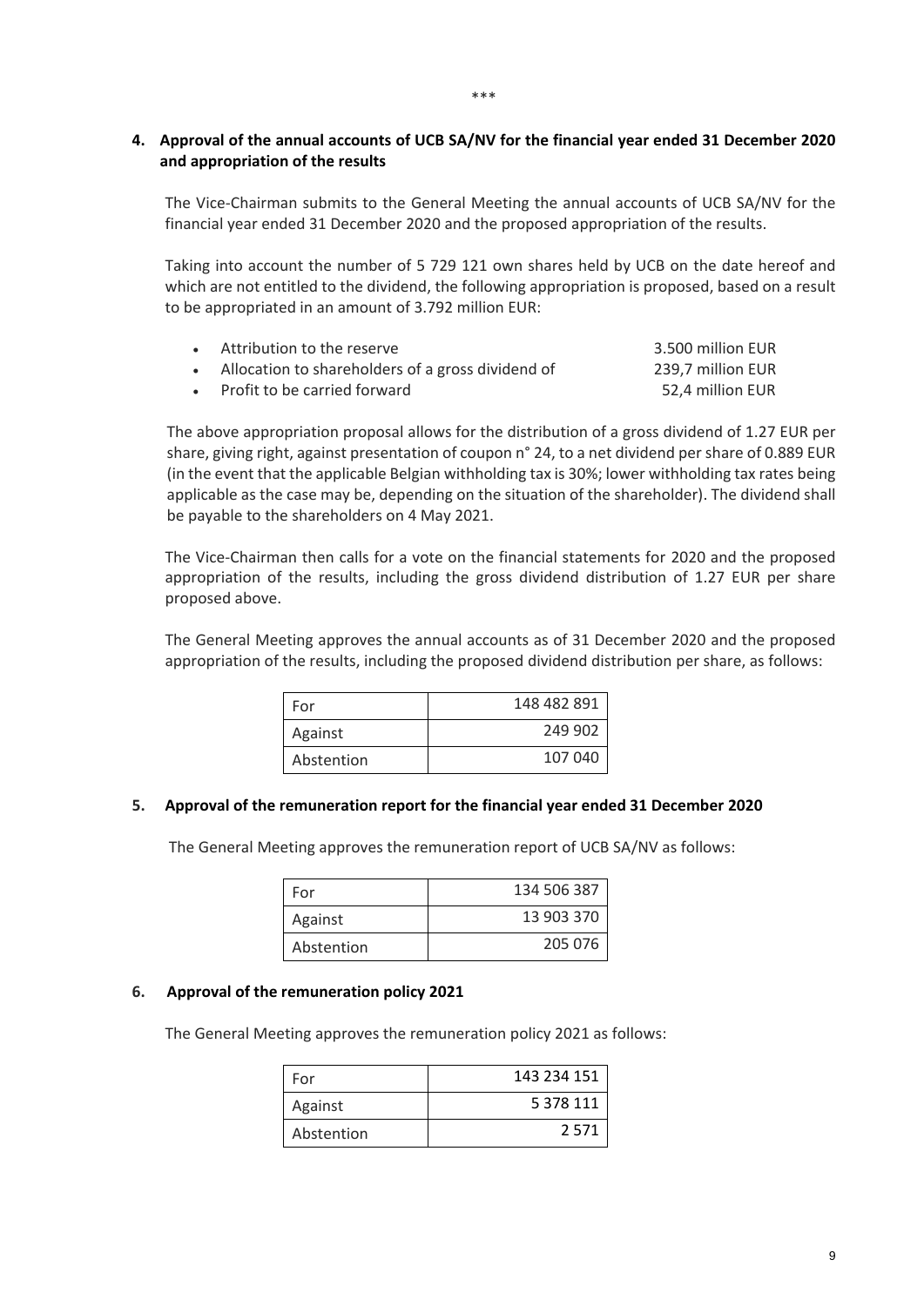\*\*\*

## 4. Approval of the annual accounts of UCB SA/NV for the financial year ended 31 December 2020 and appropriation of the results

The Vice-Chairman submits to the General Meeting the annual accounts of UCB SA/NV for the financial year ended 31 December 2020 and the proposed appropriation of the results.

Taking into account the number of 5 729 121 own shares held by UCB on the date hereof and which are not entitled to the dividend, the following appropriation is proposed, based on a result to be appropriated in an amount of 3.792 million EUR:

- Attribution to the reserve — 3.500 million EUR
- Allocation to shareholders of a gross dividend of — 239,7 million EUR
- Profit to be carried forward — 52,4 million EUR

The above appropriation proposal allows for the distribution of a gross dividend of 1.27 EUR per share, giving right, against presentation of coupon n° 24, to a net dividend per share of 0.889 EUR (in the event that the applicable Belgian withholding tax is 30%; lower withholding tax rates being applicable as the case may be, depending on the situation of the shareholder). The dividend shall be payable to the shareholders on 4 May 2021.

The Vice-Chairman then calls for a vote on the financial statements for 2020 and the proposed appropriation of the results, including the gross dividend distribution of 1.27 EUR per share proposed above.

The General Meeting approves the annual accounts as of 31 December 2020 and the proposed appropriation of the results, including the proposed dividend distribution per share, as follows:

| | |
|---|---|
| For | 148 482 891 |
| Against | 249 902 |
| Abstention | 107 040 |

## 5. Approval of the remuneration report for the financial year ended 31 December 2020

The General Meeting approves the remuneration report of UCB SA/NV as follows:

| | |
|---|---|
| For | 134 506 387 |
| Against | 13 903 370 |
| Abstention | 205 076 |

## 6. Approval of the remuneration policy 2021

The General Meeting approves the remuneration policy 2021 as follows:

| | |
|---|---|
| For | 143 234 151 |
| Against | 5 378 111 |
| Abstention | 2 571 |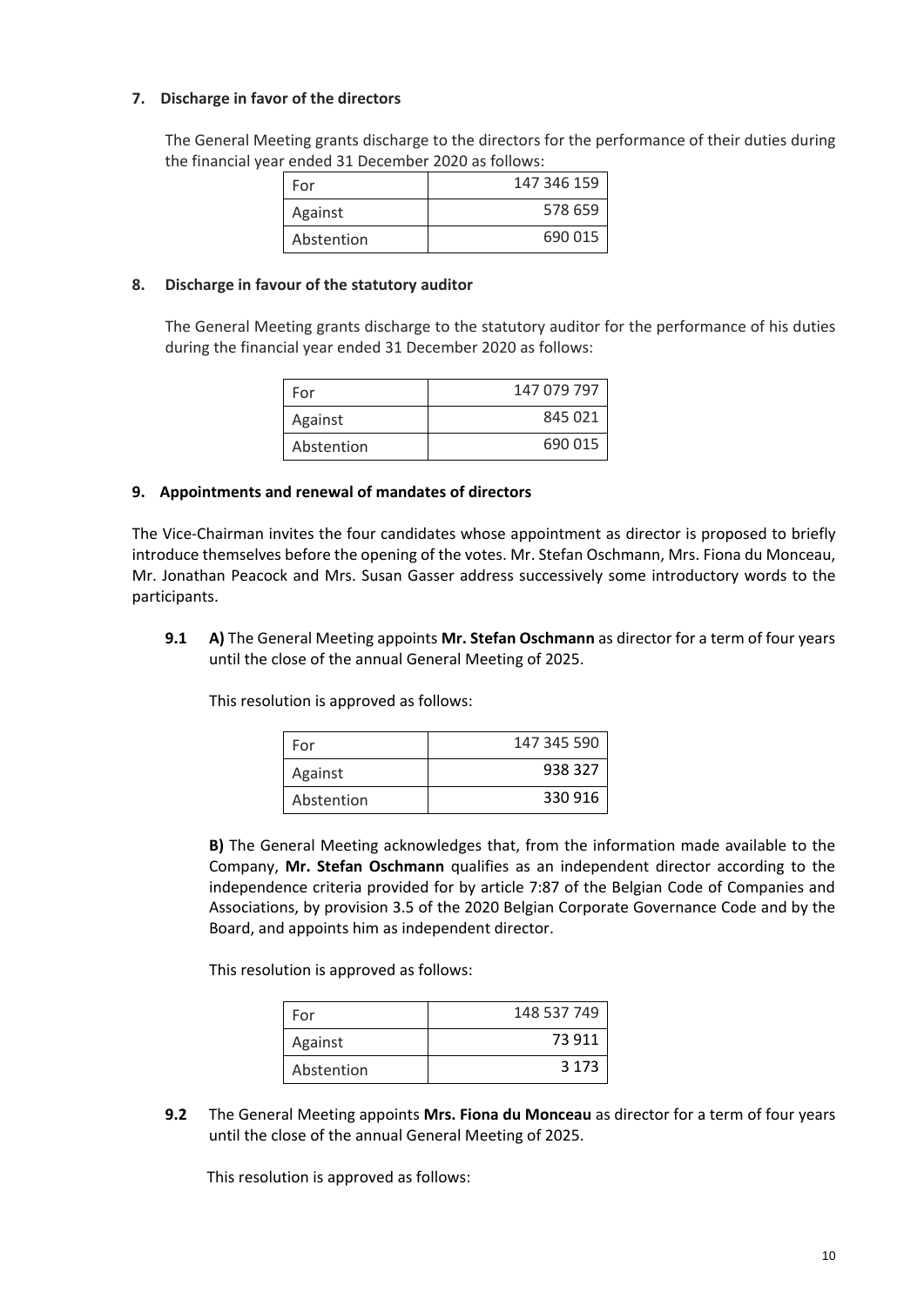### 7. Discharge in favor of the directors

The General Meeting grants discharge to the directors for the performance of their duties during the financial year ended 31 December 2020 as follows:

| | |
|---|---|
| For | 147 346 159 |
| Against | 578 659 |
| Abstention | 690 015 |

### 8. Discharge in favour of the statutory auditor

The General Meeting grants discharge to the statutory auditor for the performance of his duties during the financial year ended 31 December 2020 as follows:

| | |
|---|---|
| For | 147 079 797 |
| Against | 845 021 |
| Abstention | 690 015 |

### 9. Appointments and renewal of mandates of directors

The Vice-Chairman invites the four candidates whose appointment as director is proposed to briefly introduce themselves before the opening of the votes. Mr. Stefan Oschmann, Mrs. Fiona du Monceau, Mr. Jonathan Peacock and Mrs. Susan Gasser address successively some introductory words to the participants.

**9.1** **A)** The General Meeting appoints **Mr. Stefan Oschmann** as director for a term of four years until the close of the annual General Meeting of 2025.

This resolution is approved as follows:

| | |
|---|---|
| For | 147 345 590 |
| Against | 938 327 |
| Abstention | 330 916 |

**B)** The General Meeting acknowledges that, from the information made available to the Company, **Mr. Stefan Oschmann** qualifies as an independent director according to the independence criteria provided for by article 7:87 of the Belgian Code of Companies and Associations, by provision 3.5 of the 2020 Belgian Corporate Governance Code and by the Board, and appoints him as independent director.

This resolution is approved as follows:

| | |
|---|---|
| For | 148 537 749 |
| Against | 73 911 |
| Abstention | 3 173 |

**9.2** The General Meeting appoints **Mrs. Fiona du Monceau** as director for a term of four years until the close of the annual General Meeting of 2025.

This resolution is approved as follows: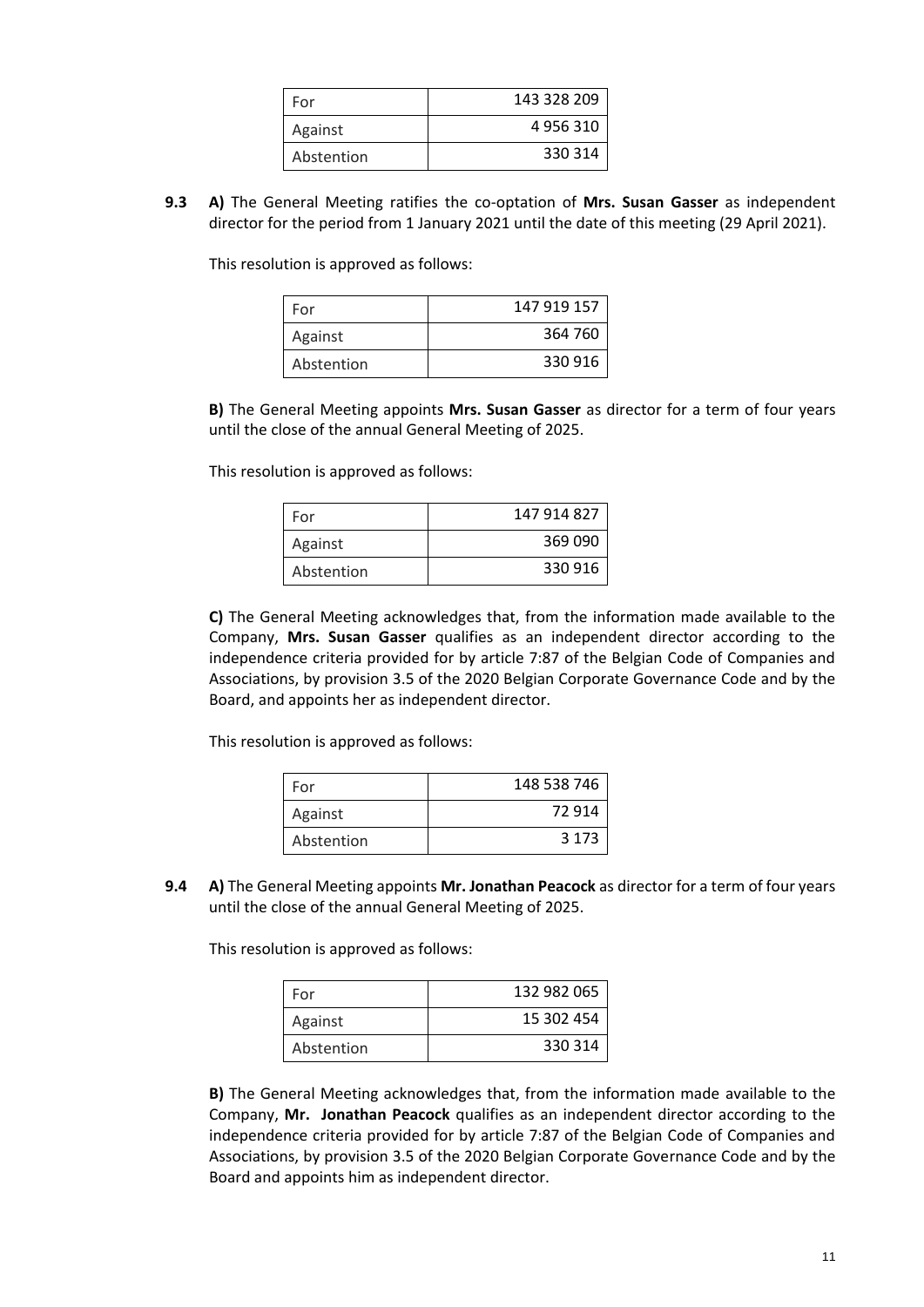| For | 143 328 209 |
|---|---|
| Against | 4 956 310 |
| Abstention | 330 314 |

**9.3** **A)** The General Meeting ratifies the co-optation of **Mrs. Susan Gasser** as independent director for the period from 1 January 2021 until the date of this meeting (29 April 2021).

This resolution is approved as follows:

| For | 147 919 157 |
|---|---|
| Against | 364 760 |
| Abstention | 330 916 |

**B)** The General Meeting appoints **Mrs. Susan Gasser** as director for a term of four years until the close of the annual General Meeting of 2025.

This resolution is approved as follows:

| For | 147 914 827 |
|---|---|
| Against | 369 090 |
| Abstention | 330 916 |

**C)** The General Meeting acknowledges that, from the information made available to the Company, **Mrs. Susan Gasser** qualifies as an independent director according to the independence criteria provided for by article 7:87 of the Belgian Code of Companies and Associations, by provision 3.5 of the 2020 Belgian Corporate Governance Code and by the Board, and appoints her as independent director.

This resolution is approved as follows:

| For | 148 538 746 |
|---|---|
| Against | 72 914 |
| Abstention | 3 173 |

**9.4** **A)** The General Meeting appoints **Mr. Jonathan Peacock** as director for a term of four years until the close of the annual General Meeting of 2025.

This resolution is approved as follows:

| For | 132 982 065 |
|---|---|
| Against | 15 302 454 |
| Abstention | 330 314 |

**B)** The General Meeting acknowledges that, from the information made available to the Company, **Mr. Jonathan Peacock** qualifies as an independent director according to the independence criteria provided for by article 7:87 of the Belgian Code of Companies and Associations, by provision 3.5 of the 2020 Belgian Corporate Governance Code and by the Board and appoints him as independent director.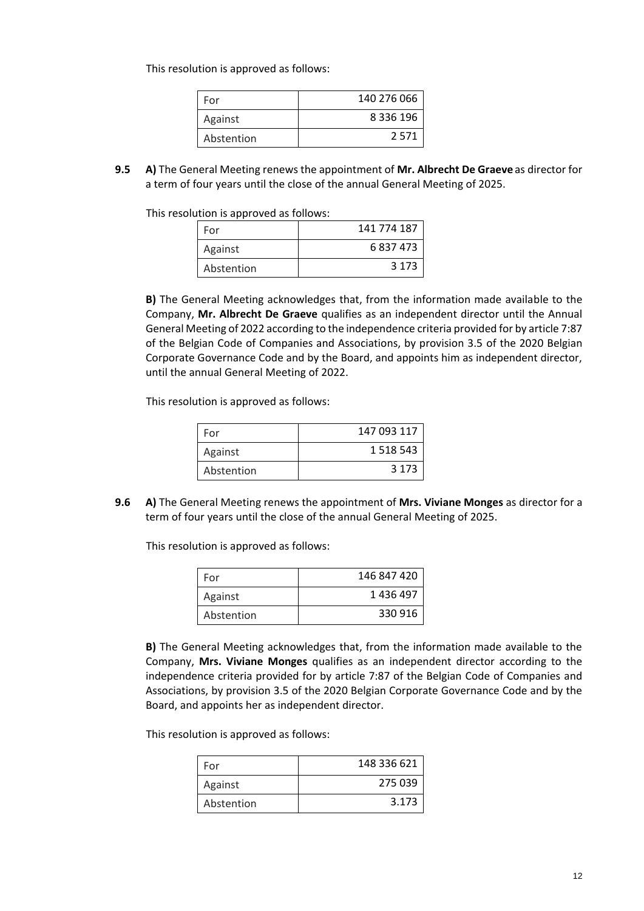This resolution is approved as follows:

| For | 140 276 066 |
|---|---|
| Against | 8 336 196 |
| Abstention | 2 571 |

**9.5** **A)** The General Meeting renews the appointment of **Mr. Albrecht De Graeve** as director for a term of four years until the close of the annual General Meeting of 2025.

This resolution is approved as follows:

| For | 141 774 187 |
|---|---|
| Against | 6 837 473 |
| Abstention | 3 173 |

**B)** The General Meeting acknowledges that, from the information made available to the Company, **Mr. Albrecht De Graeve** qualifies as an independent director until the Annual General Meeting of 2022 according to the independence criteria provided for by article 7:87 of the Belgian Code of Companies and Associations, by provision 3.5 of the 2020 Belgian Corporate Governance Code and by the Board, and appoints him as independent director, until the annual General Meeting of 2022.

This resolution is approved as follows:

| For | 147 093 117 |
|---|---|
| Against | 1 518 543 |
| Abstention | 3 173 |

**9.6** **A)** The General Meeting renews the appointment of **Mrs. Viviane Monges** as director for a term of four years until the close of the annual General Meeting of 2025.

This resolution is approved as follows:

| For | 146 847 420 |
|---|---|
| Against | 1 436 497 |
| Abstention | 330 916 |

**B)** The General Meeting acknowledges that, from the information made available to the Company, **Mrs. Viviane Monges** qualifies as an independent director according to the independence criteria provided for by article 7:87 of the Belgian Code of Companies and Associations, by provision 3.5 of the 2020 Belgian Corporate Governance Code and by the Board, and appoints her as independent director.

This resolution is approved as follows:

| For | 148 336 621 |
|---|---|
| Against | 275 039 |
| Abstention | 3.173 |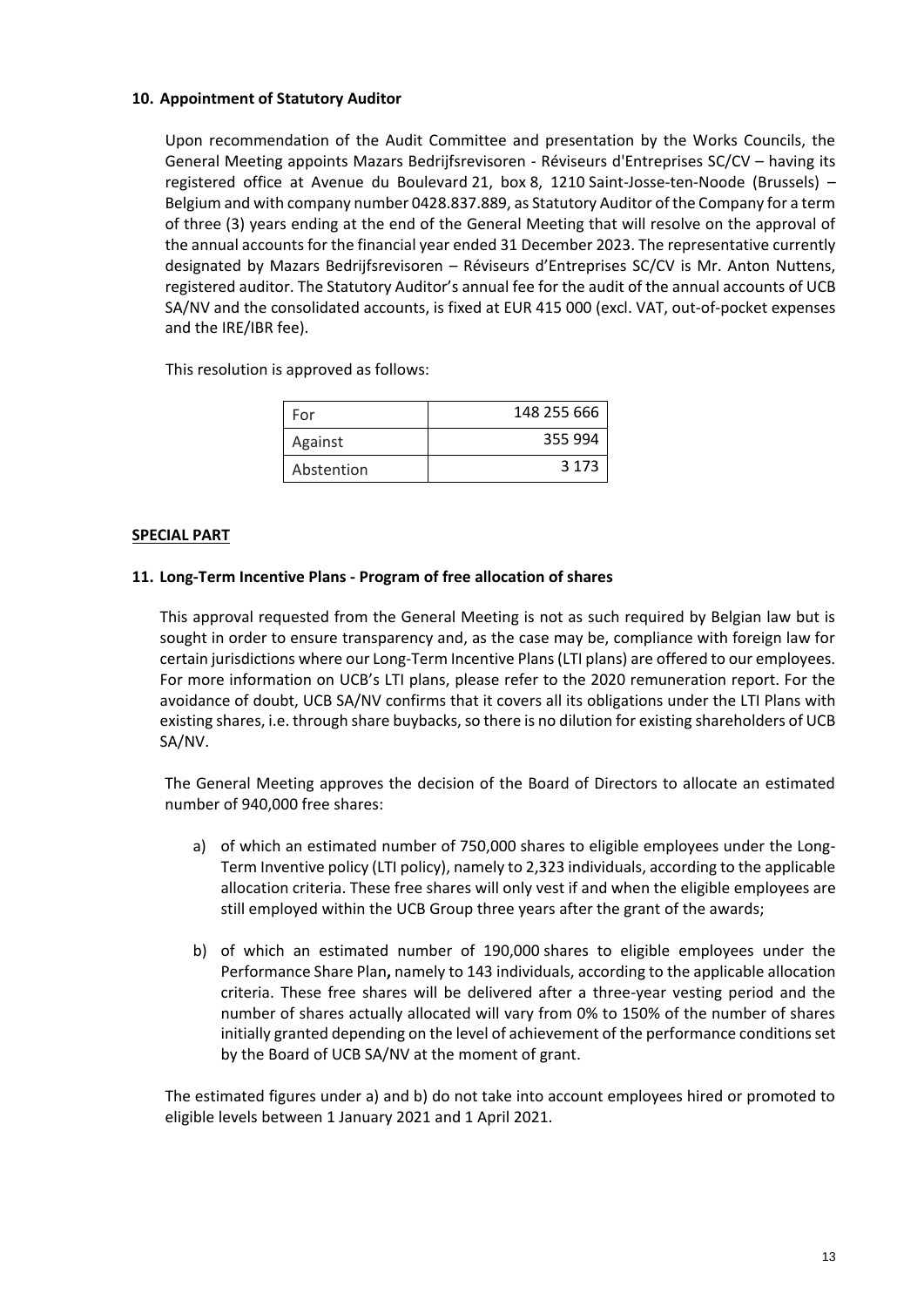### 10. Appointment of Statutory Auditor

Upon recommendation of the Audit Committee and presentation by the Works Councils, the General Meeting appoints Mazars Bedrijfsrevisoren - Réviseurs d'Entreprises SC/CV – having its registered office at Avenue du Boulevard 21, box 8, 1210 Saint-Josse-ten-Noode (Brussels) – Belgium and with company number 0428.837.889, as Statutory Auditor of the Company for a term of three (3) years ending at the end of the General Meeting that will resolve on the approval of the annual accounts for the financial year ended 31 December 2023. The representative currently designated by Mazars Bedrijfsrevisoren – Réviseurs d'Entreprises SC/CV is Mr. Anton Nuttens, registered auditor. The Statutory Auditor's annual fee for the audit of the annual accounts of UCB SA/NV and the consolidated accounts, is fixed at EUR 415 000 (excl. VAT, out-of-pocket expenses and the IRE/IBR fee).

This resolution is approved as follows:

| | |
|---|---:|
| For | 148 255 666 |
| Against | 355 994 |
| Abstention | 3 173 |

**SPECIAL PART**

### 11. Long-Term Incentive Plans - Program of free allocation of shares

This approval requested from the General Meeting is not as such required by Belgian law but is sought in order to ensure transparency and, as the case may be, compliance with foreign law for certain jurisdictions where our Long-Term Incentive Plans (LTI plans) are offered to our employees. For more information on UCB's LTI plans, please refer to the 2020 remuneration report. For the avoidance of doubt, UCB SA/NV confirms that it covers all its obligations under the LTI Plans with existing shares, i.e. through share buybacks, so there is no dilution for existing shareholders of UCB SA/NV.

The General Meeting approves the decision of the Board of Directors to allocate an estimated number of 940,000 free shares:

a) of which an estimated number of 750,000 shares to eligible employees under the Long-Term Inventive policy (LTI policy), namely to 2,323 individuals, according to the applicable allocation criteria. These free shares will only vest if and when the eligible employees are still employed within the UCB Group three years after the grant of the awards;

b) of which an estimated number of 190,000 shares to eligible employees under the Performance Share Plan**,** namely to 143 individuals, according to the applicable allocation criteria. These free shares will be delivered after a three-year vesting period and the number of shares actually allocated will vary from 0% to 150% of the number of shares initially granted depending on the level of achievement of the performance conditions set by the Board of UCB SA/NV at the moment of grant.

The estimated figures under a) and b) do not take into account employees hired or promoted to eligible levels between 1 January 2021 and 1 April 2021.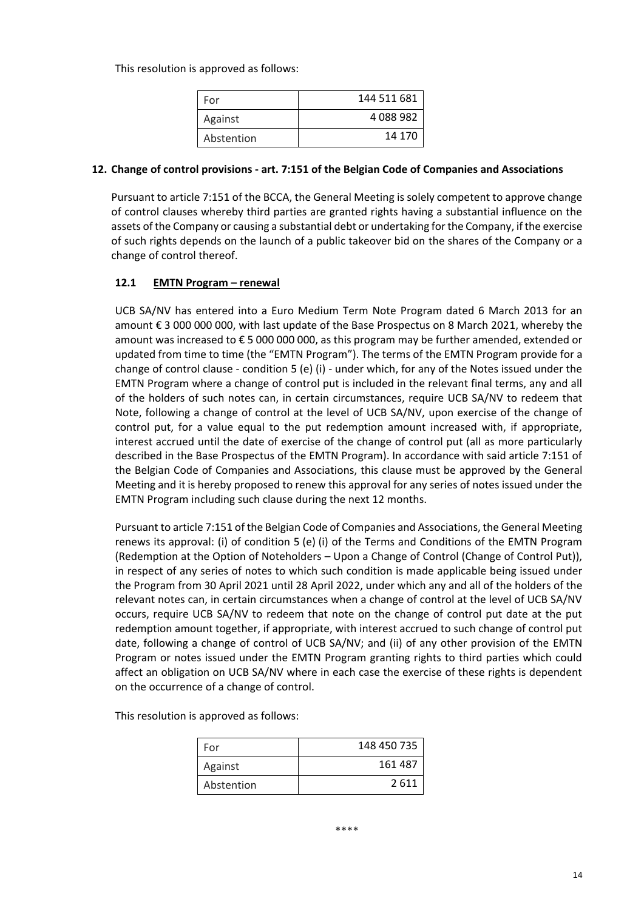This resolution is approved as follows:

| For | 144 511 681 |
|---|---|
| Against | 4 088 982 |
| Abstention | 14 170 |

## 12. Change of control provisions - art. 7:151 of the Belgian Code of Companies and Associations

Pursuant to article 7:151 of the BCCA, the General Meeting is solely competent to approve change of control clauses whereby third parties are granted rights having a substantial influence on the assets of the Company or causing a substantial debt or undertaking for the Company, if the exercise of such rights depends on the launch of a public takeover bid on the shares of the Company or a change of control thereof.

### 12.1 EMTN Program – renewal

UCB SA/NV has entered into a Euro Medium Term Note Program dated 6 March 2013 for an amount € 3 000 000 000, with last update of the Base Prospectus on 8 March 2021, whereby the amount was increased to € 5 000 000 000, as this program may be further amended, extended or updated from time to time (the "EMTN Program"). The terms of the EMTN Program provide for a change of control clause - condition 5 (e) (i) - under which, for any of the Notes issued under the EMTN Program where a change of control put is included in the relevant final terms, any and all of the holders of such notes can, in certain circumstances, require UCB SA/NV to redeem that Note, following a change of control at the level of UCB SA/NV, upon exercise of the change of control put, for a value equal to the put redemption amount increased with, if appropriate, interest accrued until the date of exercise of the change of control put (all as more particularly described in the Base Prospectus of the EMTN Program). In accordance with said article 7:151 of the Belgian Code of Companies and Associations, this clause must be approved by the General Meeting and it is hereby proposed to renew this approval for any series of notes issued under the EMTN Program including such clause during the next 12 months.

Pursuant to article 7:151 of the Belgian Code of Companies and Associations, the General Meeting renews its approval: (i) of condition 5 (e) (i) of the Terms and Conditions of the EMTN Program (Redemption at the Option of Noteholders – Upon a Change of Control (Change of Control Put)), in respect of any series of notes to which such condition is made applicable being issued under the Program from 30 April 2021 until 28 April 2022, under which any and all of the holders of the relevant notes can, in certain circumstances when a change of control at the level of UCB SA/NV occurs, require UCB SA/NV to redeem that note on the change of control put date at the put redemption amount together, if appropriate, with interest accrued to such change of control put date, following a change of control of UCB SA/NV; and (ii) of any other provision of the EMTN Program or notes issued under the EMTN Program granting rights to third parties which could affect an obligation on UCB SA/NV where in each case the exercise of these rights is dependent on the occurrence of a change of control.

This resolution is approved as follows:

| For | 148 450 735 |
|---|---|
| Against | 161 487 |
| Abstention | 2 611 |

\*\*\*\*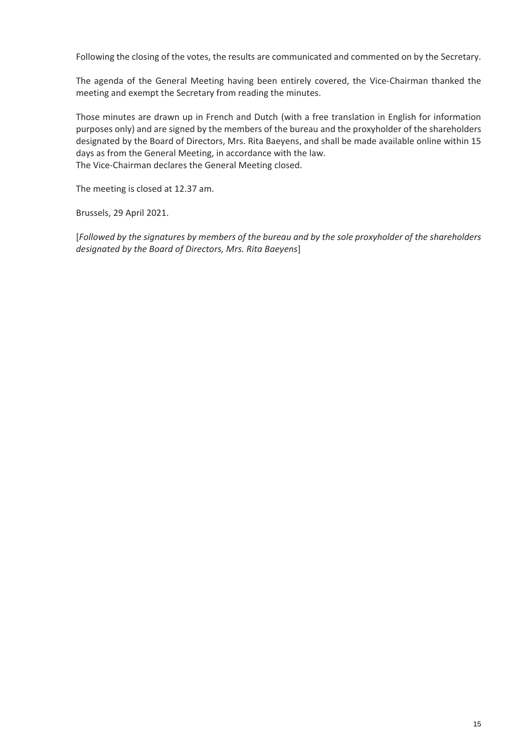Following the closing of the votes, the results are communicated and commented on by the Secretary.

The agenda of the General Meeting having been entirely covered, the Vice-Chairman thanked the meeting and exempt the Secretary from reading the minutes.

Those minutes are drawn up in French and Dutch (with a free translation in English for information purposes only) and are signed by the members of the bureau and the proxyholder of the shareholders designated by the Board of Directors, Mrs. Rita Baeyens, and shall be made available online within 15 days as from the General Meeting, in accordance with the law.
The Vice-Chairman declares the General Meeting closed.

The meeting is closed at 12.37 am.

Brussels, 29 April 2021.

[*Followed by the signatures by members of the bureau and by the sole proxyholder of the shareholders designated by the Board of Directors, Mrs. Rita Baeyens*]